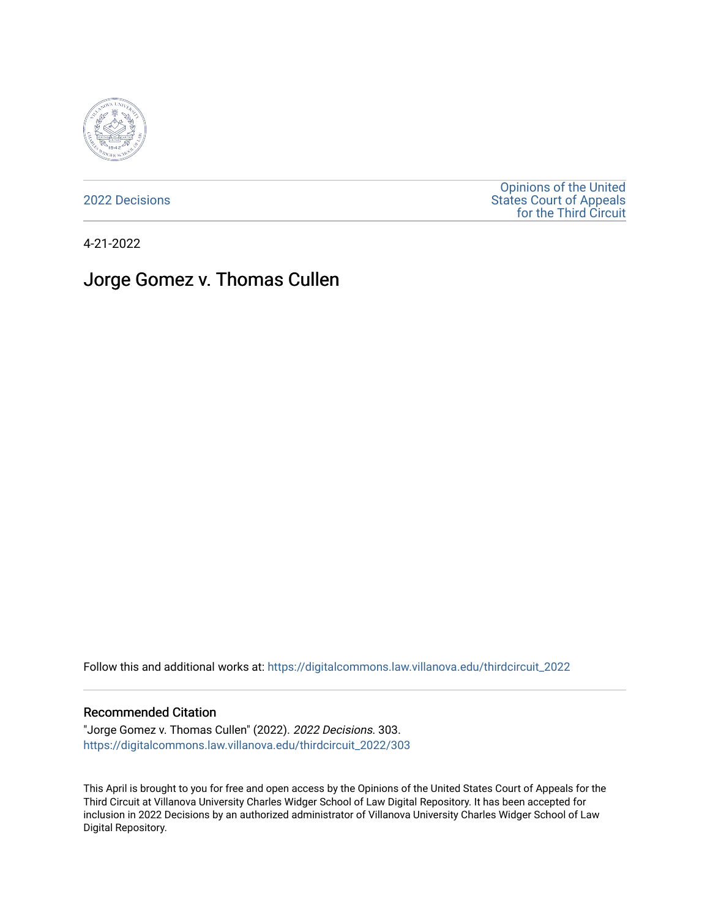2022 Decisions

Opinions of the United States Court of Appeals for the Third Circuit

4-21-2022

# Jorge Gomez v. Thomas Cullen

Follow this and additional works at: https://digitalcommons.law.villanova.edu/thirdcircuit_2022

## Recommended Citation

"Jorge Gomez v. Thomas Cullen" (2022). *2022 Decisions*. 303.
https://digitalcommons.law.villanova.edu/thirdcircuit_2022/303

This April is brought to you for free and open access by the Opinions of the United States Court of Appeals for the Third Circuit at Villanova University Charles Widger School of Law Digital Repository. It has been accepted for inclusion in 2022 Decisions by an authorized administrator of Villanova University Charles Widger School of Law Digital Repository.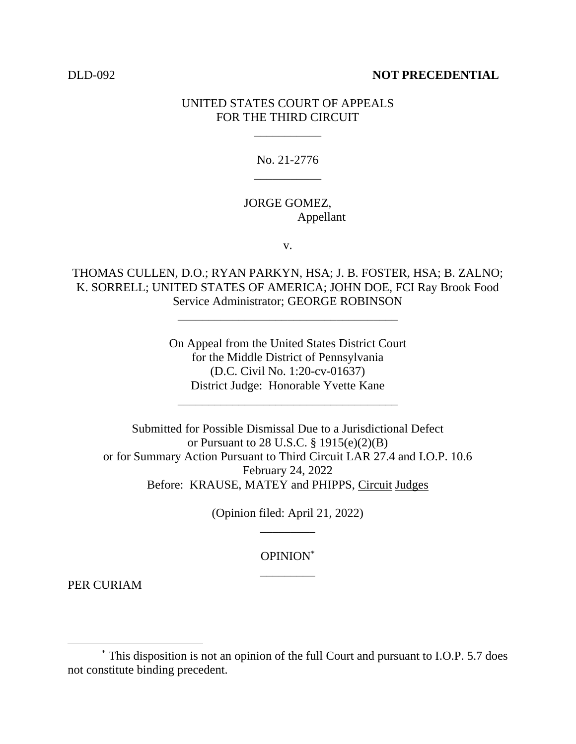DLD-092 **NOT PRECEDENTIAL**

UNITED STATES COURT OF APPEALS
FOR THE THIRD CIRCUIT

\_\_\_\_\_\_\_\_\_\_\_

No. 21-2776

\_\_\_\_\_\_\_\_\_\_\_

JORGE GOMEZ,
Appellant

v.

THOMAS CULLEN, D.O.; RYAN PARKYN, HSA; J. B. FOSTER, HSA; B. ZALNO; K. SORRELL; UNITED STATES OF AMERICA; JOHN DOE, FCI Ray Brook Food Service Administrator; GEORGE ROBINSON

\_\_\_\_\_\_\_\_\_\_\_\_\_\_\_\_\_\_\_\_\_\_\_\_\_\_\_\_\_\_\_\_\_\_\_\_

On Appeal from the United States District Court
for the Middle District of Pennsylvania
(D.C. Civil No. 1:20-cv-01637)
District Judge: Honorable Yvette Kane

\_\_\_\_\_\_\_\_\_\_\_\_\_\_\_\_\_\_\_\_\_\_\_\_\_\_\_\_\_\_\_\_\_\_\_\_

Submitted for Possible Dismissal Due to a Jurisdictional Defect
or Pursuant to 28 U.S.C. § 1915(e)(2)(B)
or for Summary Action Pursuant to Third Circuit LAR 27.4 and I.O.P. 10.6
February 24, 2022
Before: KRAUSE, MATEY and PHIPPS, Circuit Judges

(Opinion filed: April 21, 2022)

\_\_\_\_\_\_\_\_\_

OPINION[*]

\_\_\_\_\_\_\_\_\_

PER CURIAM

---

[*] This disposition is not an opinion of the full Court and pursuant to I.O.P. 5.7 does not constitute binding precedent.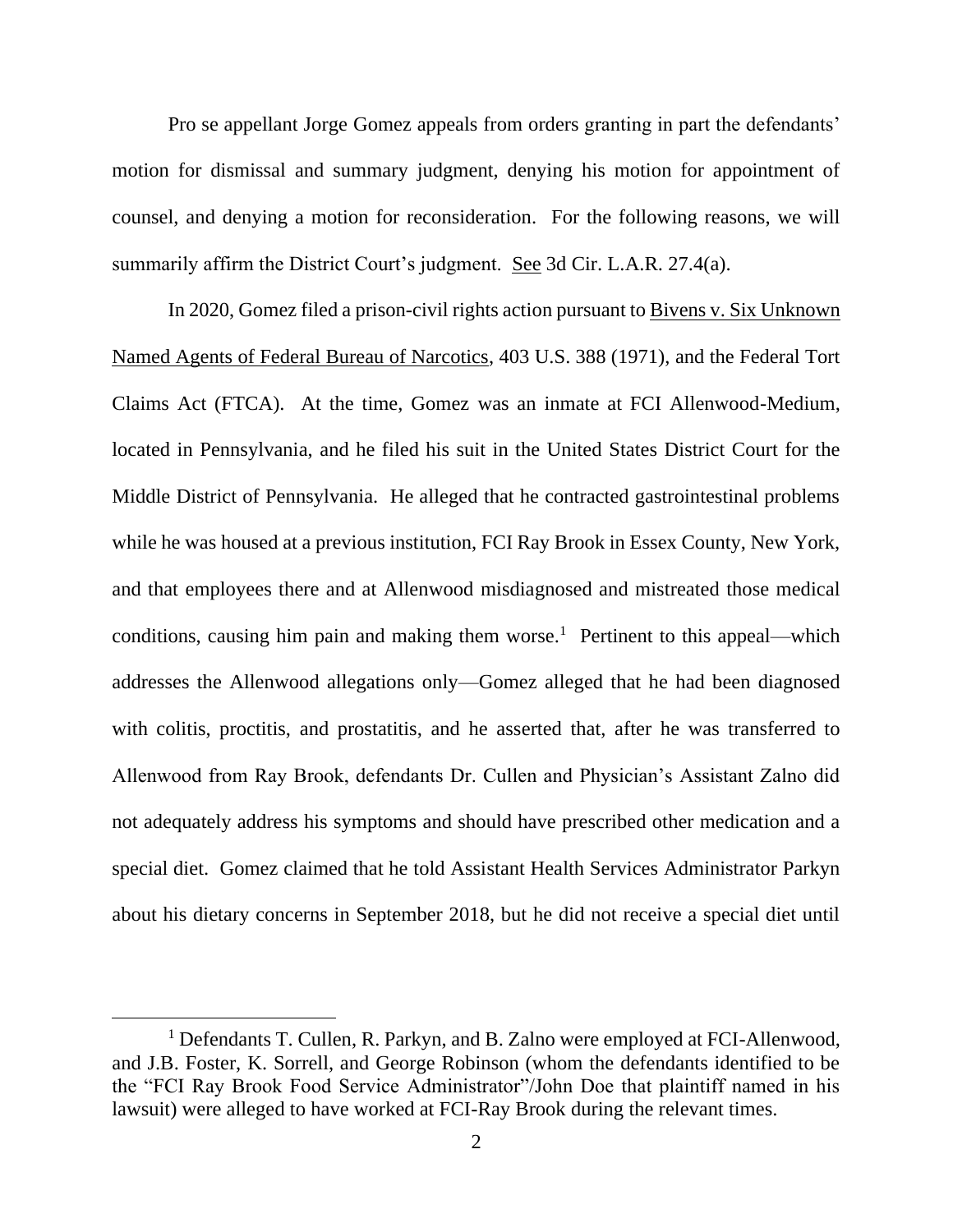Pro se appellant Jorge Gomez appeals from orders granting in part the defendants' motion for dismissal and summary judgment, denying his motion for appointment of counsel, and denying a motion for reconsideration. For the following reasons, we will summarily affirm the District Court's judgment. See 3d Cir. L.A.R. 27.4(a).

In 2020, Gomez filed a prison-civil rights action pursuant to Bivens v. Six Unknown Named Agents of Federal Bureau of Narcotics, 403 U.S. 388 (1971), and the Federal Tort Claims Act (FTCA). At the time, Gomez was an inmate at FCI Allenwood-Medium, located in Pennsylvania, and he filed his suit in the United States District Court for the Middle District of Pennsylvania. He alleged that he contracted gastrointestinal problems while he was housed at a previous institution, FCI Ray Brook in Essex County, New York, and that employees there and at Allenwood misdiagnosed and mistreated those medical conditions, causing him pain and making them worse.[1] Pertinent to this appeal—which addresses the Allenwood allegations only—Gomez alleged that he had been diagnosed with colitis, proctitis, and prostatitis, and he asserted that, after he was transferred to Allenwood from Ray Brook, defendants Dr. Cullen and Physician's Assistant Zalno did not adequately address his symptoms and should have prescribed other medication and a special diet. Gomez claimed that he told Assistant Health Services Administrator Parkyn about his dietary concerns in September 2018, but he did not receive a special diet until

[1] Defendants T. Cullen, R. Parkyn, and B. Zalno were employed at FCI-Allenwood, and J.B. Foster, K. Sorrell, and George Robinson (whom the defendants identified to be the "FCI Ray Brook Food Service Administrator"/John Doe that plaintiff named in his lawsuit) were alleged to have worked at FCI-Ray Brook during the relevant times.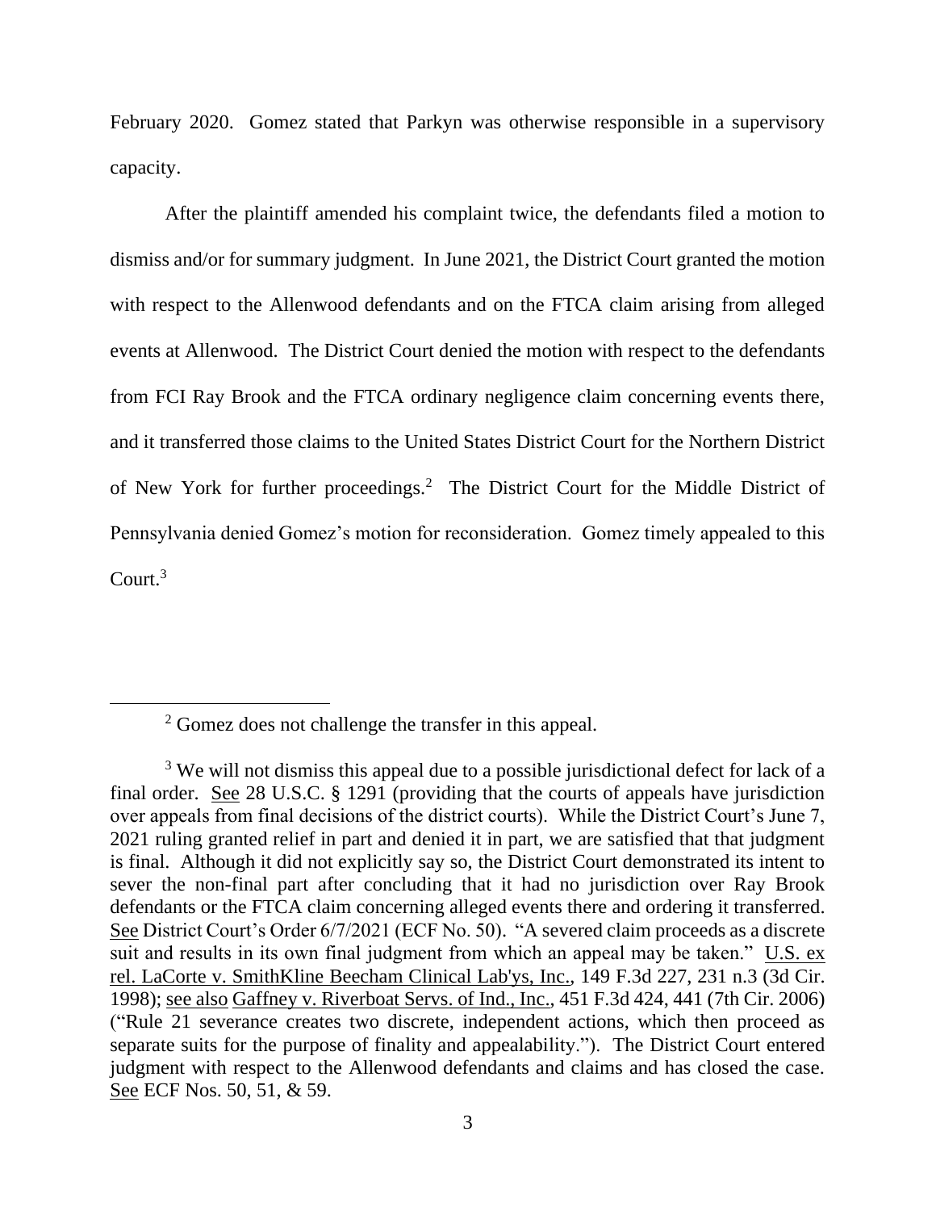February 2020. Gomez stated that Parkyn was otherwise responsible in a supervisory capacity.

After the plaintiff amended his complaint twice, the defendants filed a motion to dismiss and/or for summary judgment. In June 2021, the District Court granted the motion with respect to the Allenwood defendants and on the FTCA claim arising from alleged events at Allenwood. The District Court denied the motion with respect to the defendants from FCI Ray Brook and the FTCA ordinary negligence claim concerning events there, and it transferred those claims to the United States District Court for the Northern District of New York for further proceedings.[2] The District Court for the Middle District of Pennsylvania denied Gomez's motion for reconsideration. Gomez timely appealed to this Court.[3]

---

[2] Gomez does not challenge the transfer in this appeal.

[3] We will not dismiss this appeal due to a possible jurisdictional defect for lack of a final order. See 28 U.S.C. § 1291 (providing that the courts of appeals have jurisdiction over appeals from final decisions of the district courts). While the District Court's June 7, 2021 ruling granted relief in part and denied it in part, we are satisfied that that judgment is final. Although it did not explicitly say so, the District Court demonstrated its intent to sever the non-final part after concluding that it had no jurisdiction over Ray Brook defendants or the FTCA claim concerning alleged events there and ordering it transferred. See District Court's Order 6/7/2021 (ECF No. 50). "A severed claim proceeds as a discrete suit and results in its own final judgment from which an appeal may be taken." U.S. ex rel. LaCorte v. SmithKline Beecham Clinical Lab'ys, Inc., 149 F.3d 227, 231 n.3 (3d Cir. 1998); see also Gaffney v. Riverboat Servs. of Ind., Inc., 451 F.3d 424, 441 (7th Cir. 2006) ("Rule 21 severance creates two discrete, independent actions, which then proceed as separate suits for the purpose of finality and appealability."). The District Court entered judgment with respect to the Allenwood defendants and claims and has closed the case. See ECF Nos. 50, 51, & 59.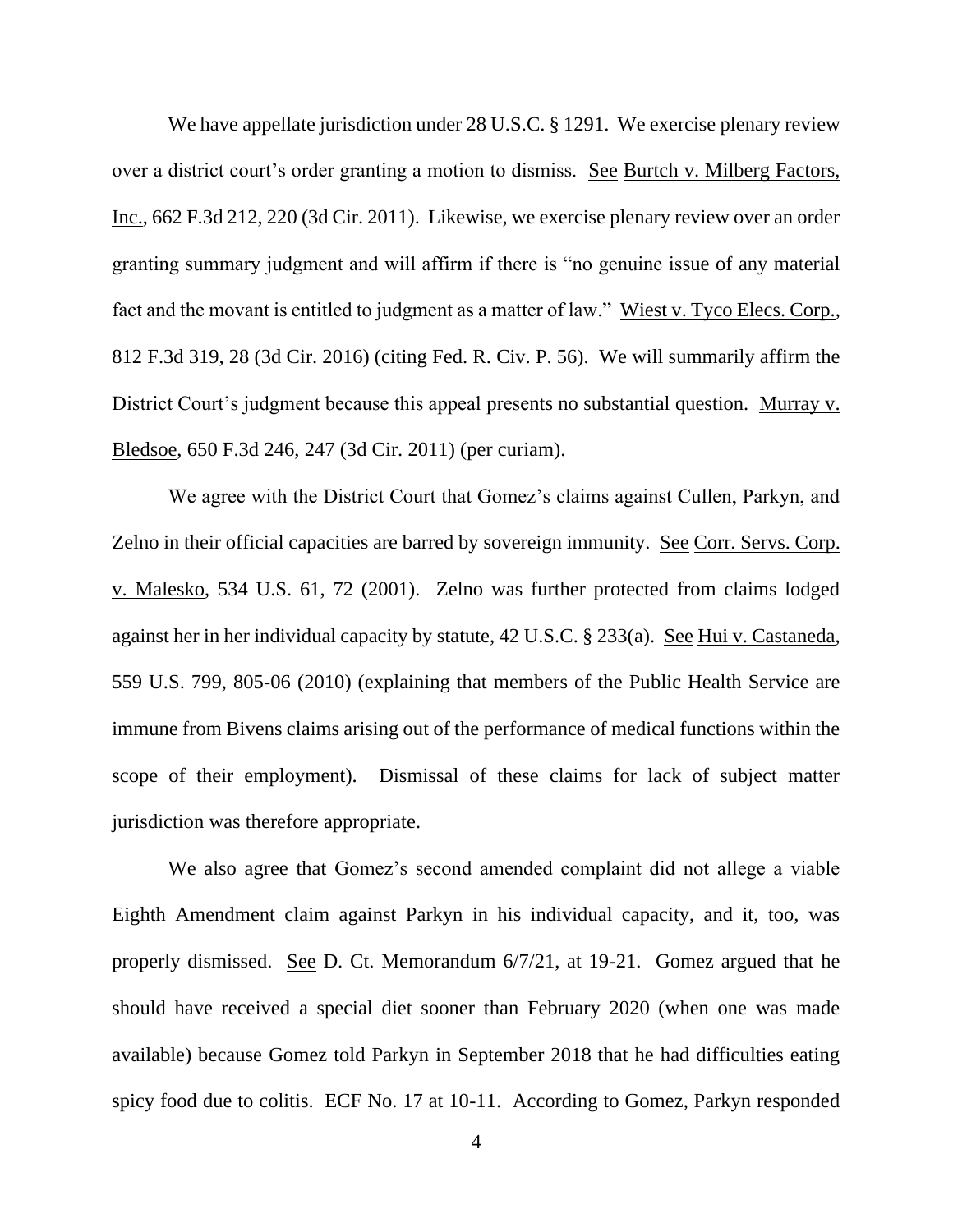We have appellate jurisdiction under 28 U.S.C. § 1291. We exercise plenary review over a district court's order granting a motion to dismiss. See Burtch v. Milberg Factors, Inc., 662 F.3d 212, 220 (3d Cir. 2011). Likewise, we exercise plenary review over an order granting summary judgment and will affirm if there is "no genuine issue of any material fact and the movant is entitled to judgment as a matter of law." Wiest v. Tyco Elecs. Corp., 812 F.3d 319, 28 (3d Cir. 2016) (citing Fed. R. Civ. P. 56). We will summarily affirm the District Court's judgment because this appeal presents no substantial question. Murray v. Bledsoe, 650 F.3d 246, 247 (3d Cir. 2011) (per curiam).

We agree with the District Court that Gomez's claims against Cullen, Parkyn, and Zelno in their official capacities are barred by sovereign immunity. See Corr. Servs. Corp. v. Malesko, 534 U.S. 61, 72 (2001). Zelno was further protected from claims lodged against her in her individual capacity by statute, 42 U.S.C. § 233(a). See Hui v. Castaneda, 559 U.S. 799, 805-06 (2010) (explaining that members of the Public Health Service are immune from Bivens claims arising out of the performance of medical functions within the scope of their employment). Dismissal of these claims for lack of subject matter jurisdiction was therefore appropriate.

We also agree that Gomez's second amended complaint did not allege a viable Eighth Amendment claim against Parkyn in his individual capacity, and it, too, was properly dismissed. See D. Ct. Memorandum 6/7/21, at 19-21. Gomez argued that he should have received a special diet sooner than February 2020 (when one was made available) because Gomez told Parkyn in September 2018 that he had difficulties eating spicy food due to colitis. ECF No. 17 at 10-11. According to Gomez, Parkyn responded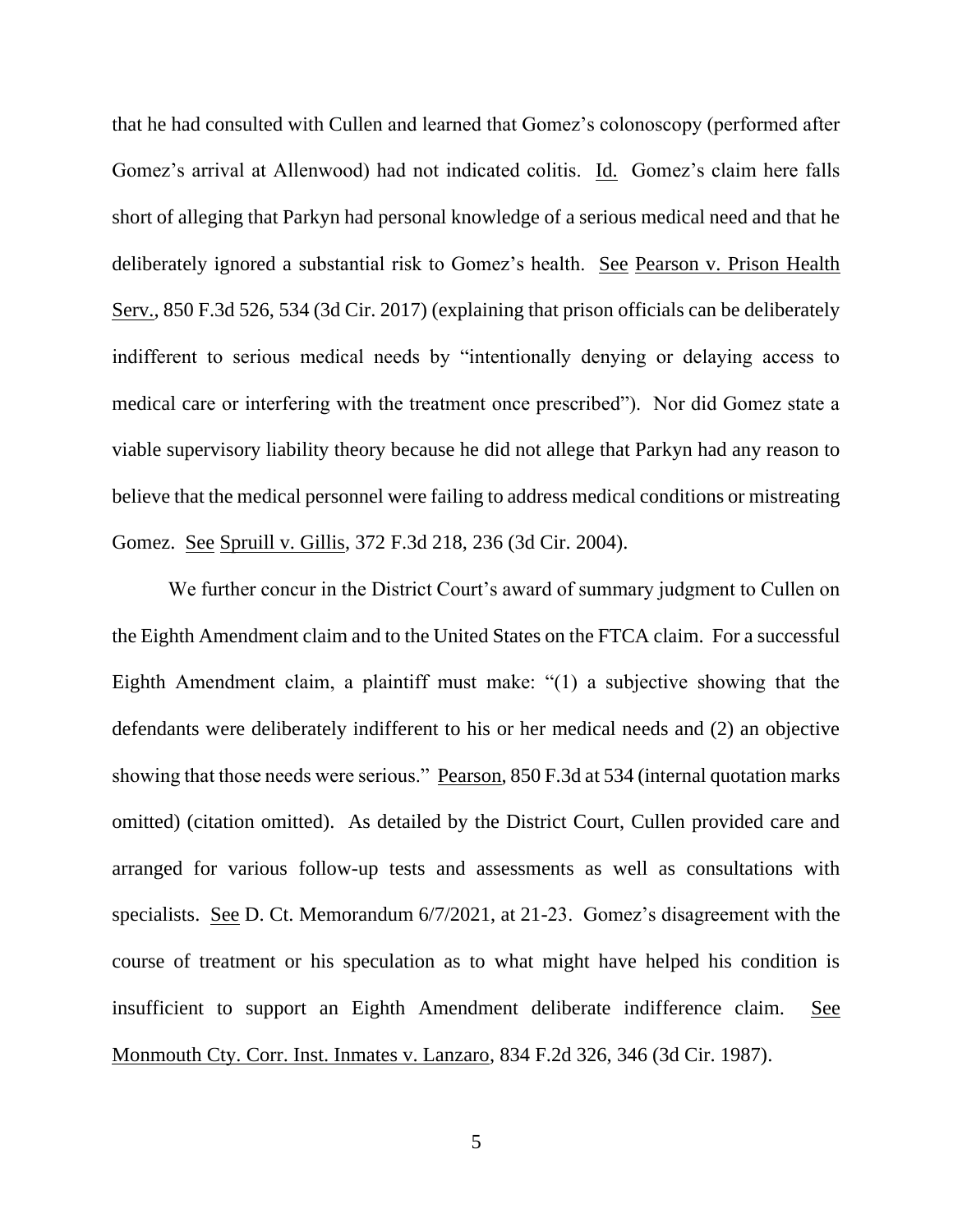that he had consulted with Cullen and learned that Gomez's colonoscopy (performed after Gomez's arrival at Allenwood) had not indicated colitis. Id. Gomez's claim here falls short of alleging that Parkyn had personal knowledge of a serious medical need and that he deliberately ignored a substantial risk to Gomez's health. See Pearson v. Prison Health Serv., 850 F.3d 526, 534 (3d Cir. 2017) (explaining that prison officials can be deliberately indifferent to serious medical needs by "intentionally denying or delaying access to medical care or interfering with the treatment once prescribed"). Nor did Gomez state a viable supervisory liability theory because he did not allege that Parkyn had any reason to believe that the medical personnel were failing to address medical conditions or mistreating Gomez. See Spruill v. Gillis, 372 F.3d 218, 236 (3d Cir. 2004).

We further concur in the District Court's award of summary judgment to Cullen on the Eighth Amendment claim and to the United States on the FTCA claim. For a successful Eighth Amendment claim, a plaintiff must make: "(1) a subjective showing that the defendants were deliberately indifferent to his or her medical needs and (2) an objective showing that those needs were serious." Pearson, 850 F.3d at 534 (internal quotation marks omitted) (citation omitted). As detailed by the District Court, Cullen provided care and arranged for various follow-up tests and assessments as well as consultations with specialists. See D. Ct. Memorandum 6/7/2021, at 21-23. Gomez's disagreement with the course of treatment or his speculation as to what might have helped his condition is insufficient to support an Eighth Amendment deliberate indifference claim. See Monmouth Cty. Corr. Inst. Inmates v. Lanzaro, 834 F.2d 326, 346 (3d Cir. 1987).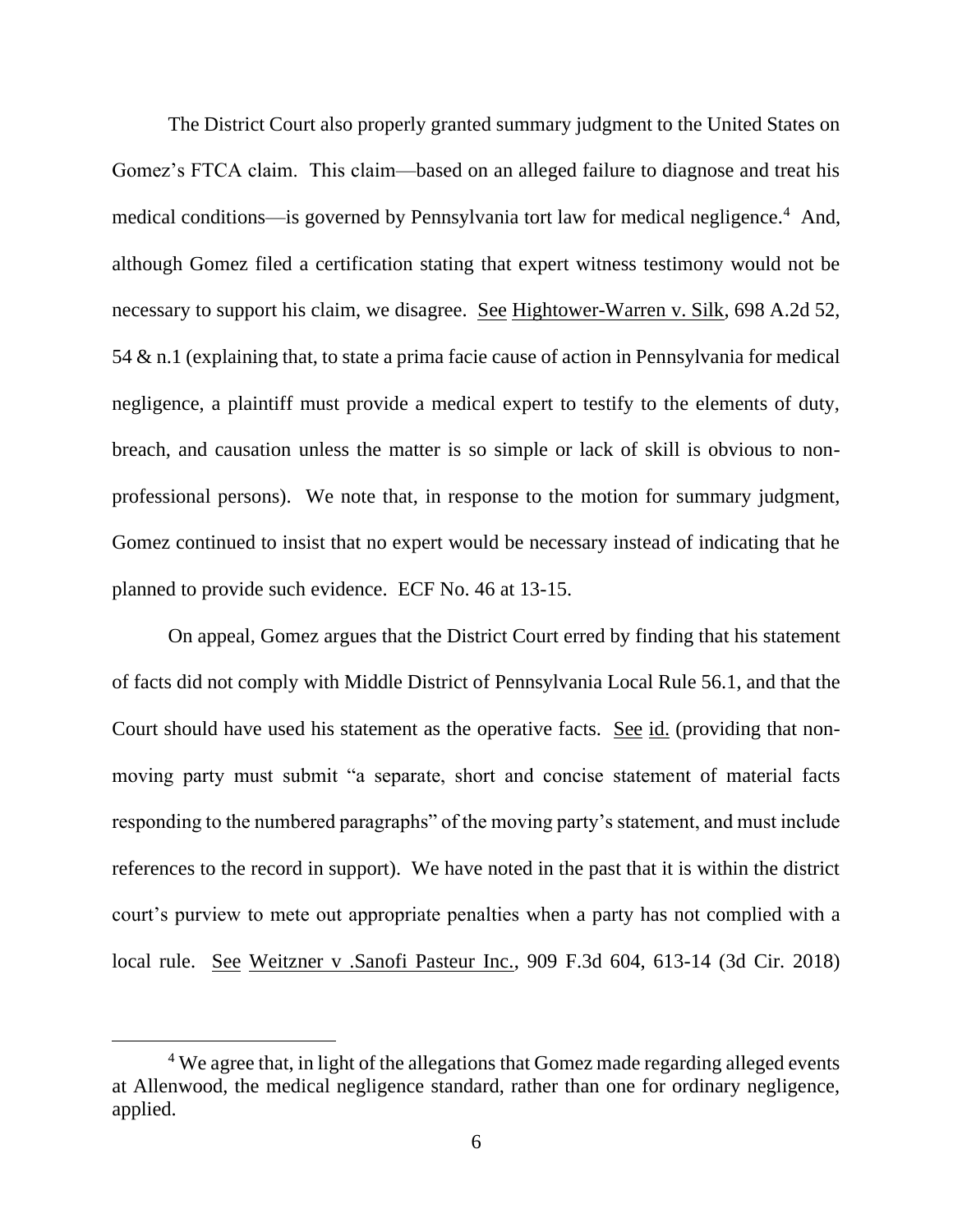The District Court also properly granted summary judgment to the United States on Gomez's FTCA claim. This claim—based on an alleged failure to diagnose and treat his medical conditions—is governed by Pennsylvania tort law for medical negligence.[4] And, although Gomez filed a certification stating that expert witness testimony would not be necessary to support his claim, we disagree. See Hightower-Warren v. Silk, 698 A.2d 52, 54 & n.1 (explaining that, to state a prima facie cause of action in Pennsylvania for medical negligence, a plaintiff must provide a medical expert to testify to the elements of duty, breach, and causation unless the matter is so simple or lack of skill is obvious to non-professional persons). We note that, in response to the motion for summary judgment, Gomez continued to insist that no expert would be necessary instead of indicating that he planned to provide such evidence. ECF No. 46 at 13-15.

On appeal, Gomez argues that the District Court erred by finding that his statement of facts did not comply with Middle District of Pennsylvania Local Rule 56.1, and that the Court should have used his statement as the operative facts. See id. (providing that non-moving party must submit "a separate, short and concise statement of material facts responding to the numbered paragraphs" of the moving party's statement, and must include references to the record in support). We have noted in the past that it is within the district court's purview to mete out appropriate penalties when a party has not complied with a local rule. See Weitzner v .Sanofi Pasteur Inc., 909 F.3d 604, 613-14 (3d Cir. 2018)

[4] We agree that, in light of the allegations that Gomez made regarding alleged events at Allenwood, the medical negligence standard, rather than one for ordinary negligence, applied.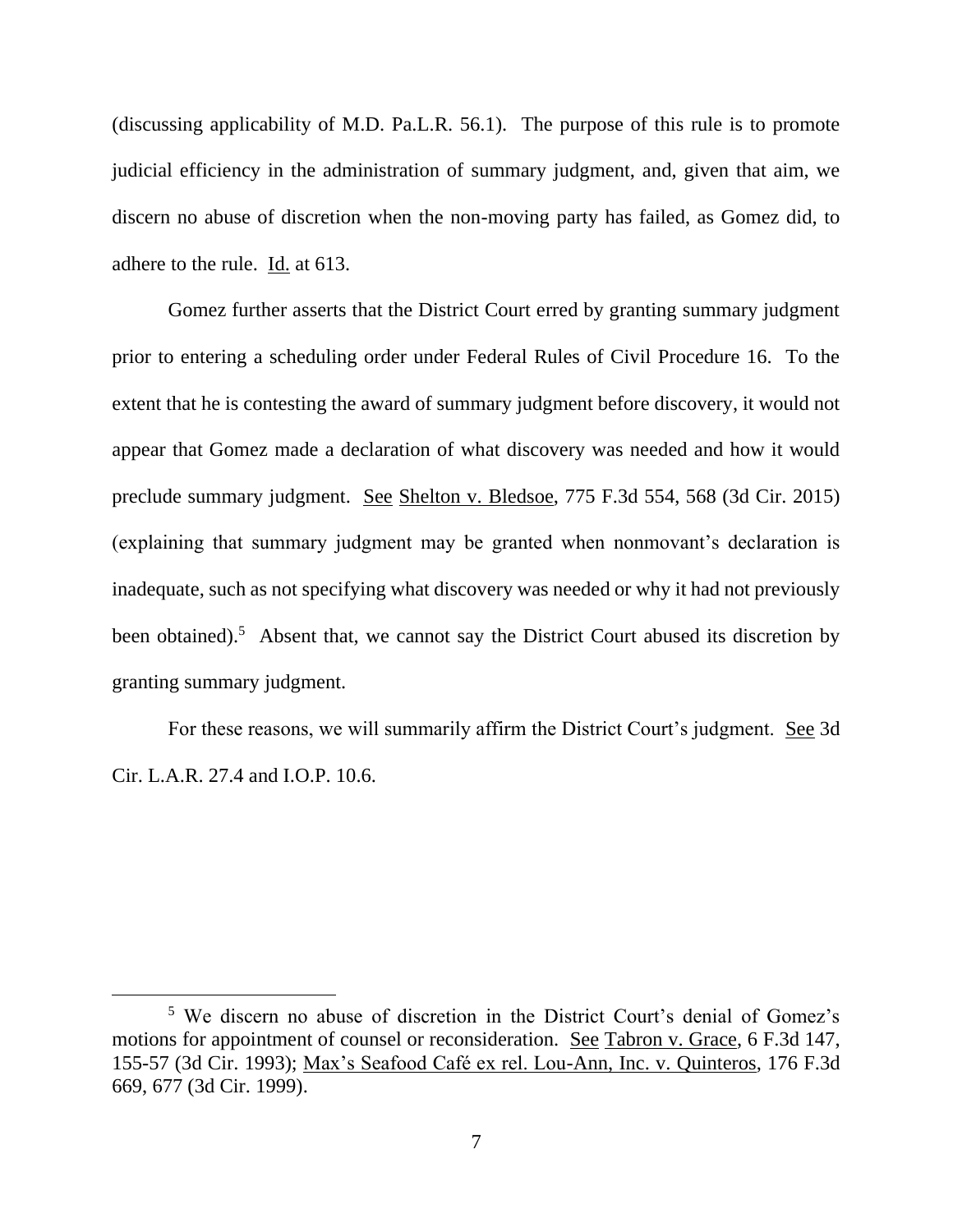(discussing applicability of M.D. Pa.L.R. 56.1). The purpose of this rule is to promote judicial efficiency in the administration of summary judgment, and, given that aim, we discern no abuse of discretion when the non-moving party has failed, as Gomez did, to adhere to the rule. Id. at 613.

Gomez further asserts that the District Court erred by granting summary judgment prior to entering a scheduling order under Federal Rules of Civil Procedure 16. To the extent that he is contesting the award of summary judgment before discovery, it would not appear that Gomez made a declaration of what discovery was needed and how it would preclude summary judgment. See Shelton v. Bledsoe, 775 F.3d 554, 568 (3d Cir. 2015) (explaining that summary judgment may be granted when nonmovant's declaration is inadequate, such as not specifying what discovery was needed or why it had not previously been obtained).[5] Absent that, we cannot say the District Court abused its discretion by granting summary judgment.

For these reasons, we will summarily affirm the District Court's judgment. See 3d Cir. L.A.R. 27.4 and I.O.P. 10.6.

---

[5] We discern no abuse of discretion in the District Court's denial of Gomez's motions for appointment of counsel or reconsideration. See Tabron v. Grace, 6 F.3d 147, 155-57 (3d Cir. 1993); Max's Seafood Café ex rel. Lou-Ann, Inc. v. Quinteros, 176 F.3d 669, 677 (3d Cir. 1999).